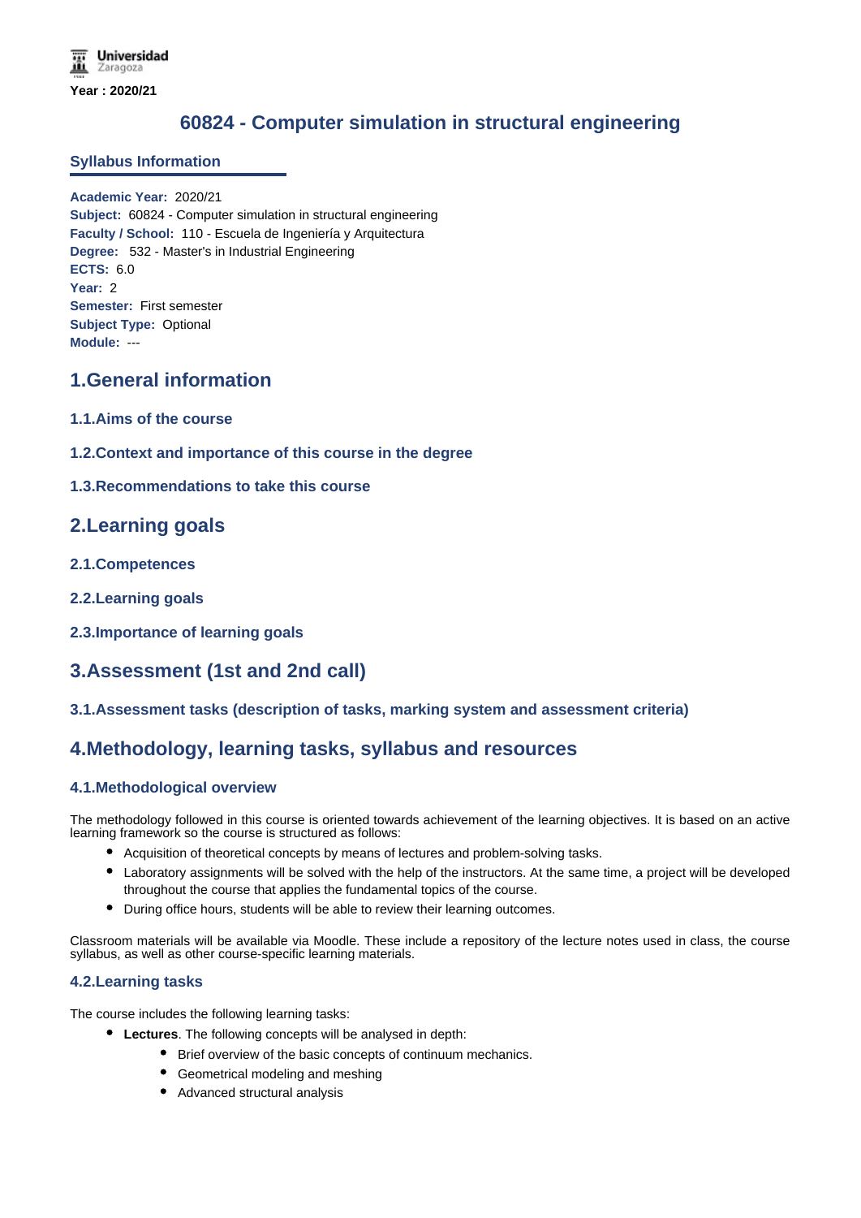Year : 2020/21

# 60824 - Computer simulation in structural engineering

## Syllabus Information

**Academic Year:** 2020/21
**Subject:** 60824 - Computer simulation in structural engineering
**Faculty / School:** 110 - Escuela de Ingeniería y Arquitectura
**Degree:** 532 - Master's in Industrial Engineering
**ECTS:** 6.0
**Year:** 2
**Semester:** First semester
**Subject Type:** Optional
**Module:** ---

## 1.General information

### 1.1.Aims of the course

### 1.2.Context and importance of this course in the degree

### 1.3.Recommendations to take this course

## 2.Learning goals

### 2.1.Competences

### 2.2.Learning goals

### 2.3.Importance of learning goals

## 3.Assessment (1st and 2nd call)

### 3.1.Assessment tasks (description of tasks, marking system and assessment criteria)

## 4.Methodology, learning tasks, syllabus and resources

### 4.1.Methodological overview

The methodology followed in this course is oriented towards achievement of the learning objectives. It is based on an active learning framework so the course is structured as follows:

- Acquisition of theoretical concepts by means of lectures and problem-solving tasks.
- Laboratory assignments will be solved with the help of the instructors. At the same time, a project will be developed throughout the course that applies the fundamental topics of the course.
- During office hours, students will be able to review their learning outcomes.

Classroom materials will be available via Moodle. These include a repository of the lecture notes used in class, the course syllabus, as well as other course-specific learning materials.

### 4.2.Learning tasks

The course includes the following learning tasks:

- **Lectures**. The following concepts will be analysed in depth:
    - Brief overview of the basic concepts of continuum mechanics.
    - Geometrical modeling and meshing
    - Advanced structural analysis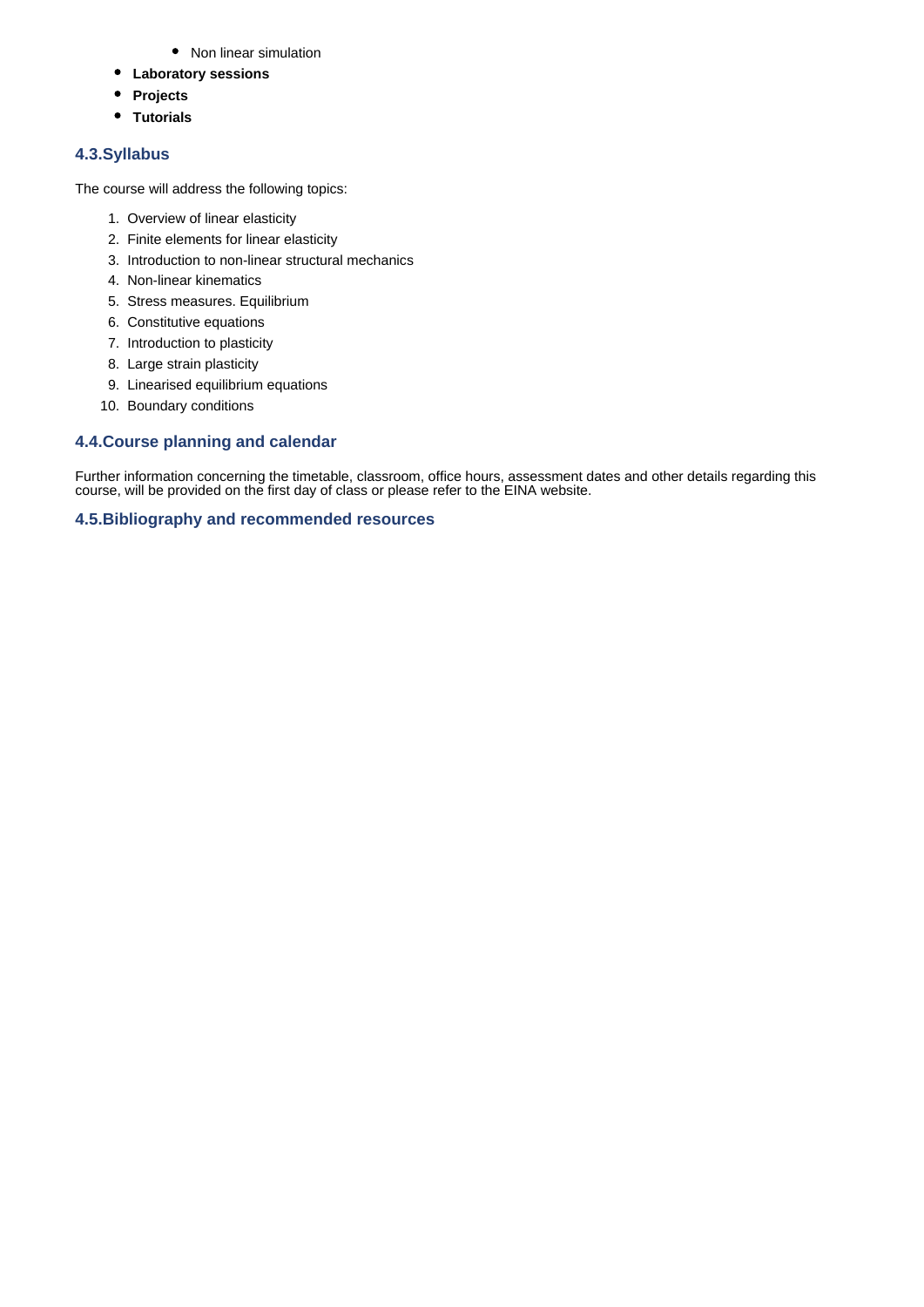- Non linear simulation
- **Laboratory sessions**
- **Projects**
- **Tutorials**

### 4.3.Syllabus

The course will address the following topics:

1. Overview of linear elasticity
2. Finite elements for linear elasticity
3. Introduction to non-linear structural mechanics
4. Non-linear kinematics
5. Stress measures. Equilibrium
6. Constitutive equations
7. Introduction to plasticity
8. Large strain plasticity
9. Linearised equilibrium equations
10. Boundary conditions

### 4.4.Course planning and calendar

Further information concerning the timetable, classroom, office hours, assessment dates and other details regarding this course, will be provided on the first day of class or please refer to the EINA website.

### 4.5.Bibliography and recommended resources